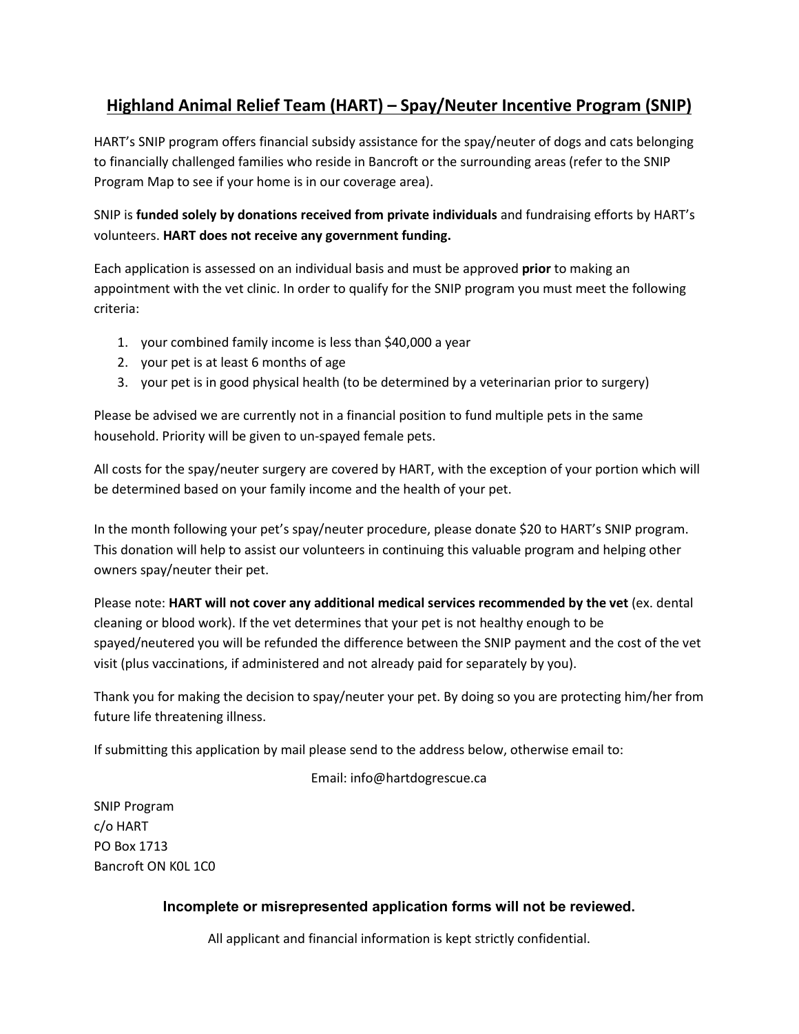# Highland Animal Relief Team (HART) – Spay/Neuter Incentive Program (SNIP)

HART's SNIP program offers financial subsidy assistance for the spay/neuter of dogs and cats belonging to financially challenged families who reside in Bancroft or the surrounding areas (refer to the SNIP Program Map to see if your home is in our coverage area).

SNIP is **funded solely by donations received from private individuals** and fundraising efforts by HART's volunteers. **HART does not receive any government funding.**

Each application is assessed on an individual basis and must be approved **prior** to making an appointment with the vet clinic. In order to qualify for the SNIP program you must meet the following criteria:

1. your combined family income is less than $40,000 a year
2. your pet is at least 6 months of age
3. your pet is in good physical health (to be determined by a veterinarian prior to surgery)

Please be advised we are currently not in a financial position to fund multiple pets in the same household. Priority will be given to un-spayed female pets.

All costs for the spay/neuter surgery are covered by HART, with the exception of your portion which will be determined based on your family income and the health of your pet.

In the month following your pet's spay/neuter procedure, please donate $20 to HART's SNIP program. This donation will help to assist our volunteers in continuing this valuable program and helping other owners spay/neuter their pet.

Please note: **HART will not cover any additional medical services recommended by the vet** (ex. dental cleaning or blood work). If the vet determines that your pet is not healthy enough to be spayed/neutered you will be refunded the difference between the SNIP payment and the cost of the vet visit (plus vaccinations, if administered and not already paid for separately by you).

Thank you for making the decision to spay/neuter your pet. By doing so you are protecting him/her from future life threatening illness.

If submitting this application by mail please send to the address below, otherwise email to:

Email: info@hartdogrescue.ca

SNIP Program
c/o HART
PO Box 1713
Bancroft ON K0L 1C0

**Incomplete or misrepresented application forms will not be reviewed.**

All applicant and financial information is kept strictly confidential.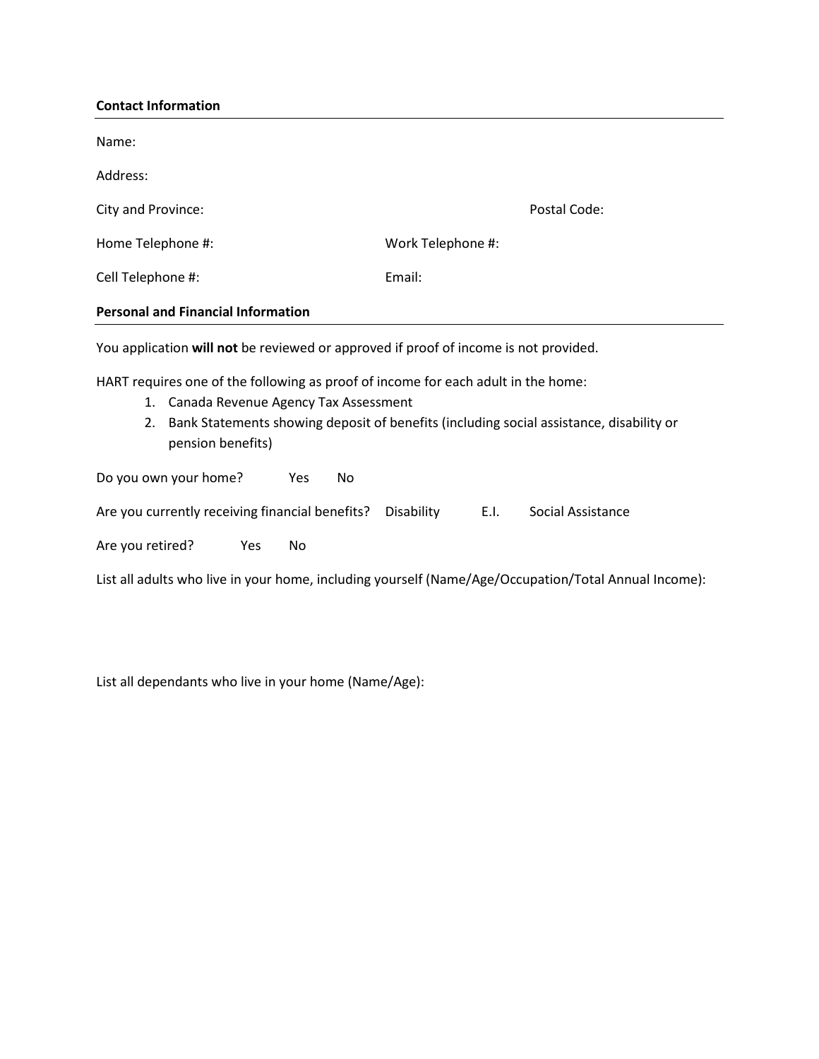**Contact Information**

Name:

Address:

City and Province: Postal Code:

Home Telephone #: Work Telephone #:

Cell Telephone #: Email:

**Personal and Financial Information**

You application **will not** be reviewed or approved if proof of income is not provided.

HART requires one of the following as proof of income for each adult in the home:

1. Canada Revenue Agency Tax Assessment
2. Bank Statements showing deposit of benefits (including social assistance, disability or pension benefits)

Do you own your home? Yes No

Are you currently receiving financial benefits? Disability E.I. Social Assistance

Are you retired? Yes No

List all adults who live in your home, including yourself (Name/Age/Occupation/Total Annual Income):

List all dependants who live in your home (Name/Age):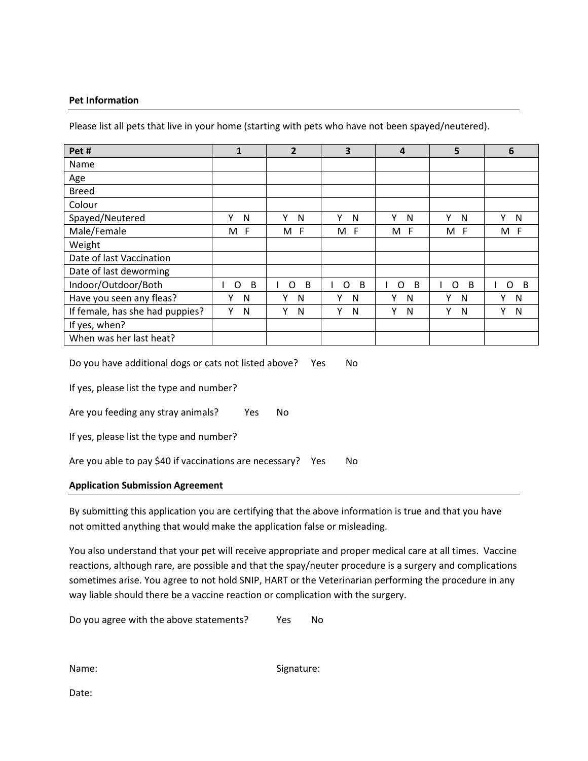**Pet Information**

Please list all pets that live in your home (starting with pets who have not been spayed/neutered).

| Pet # | 1 | 2 | 3 | 4 | 5 | 6 |
|---|---|---|---|---|---|---|
| Name | | | | | | |
| Age | | | | | | |
| Breed | | | | | | |
| Colour | | | | | | |
| Spayed/Neutered | Y N | Y N | Y N | Y N | Y N | Y N |
| Male/Female | M F | M F | M F | M F | M F | M F |
| Weight | | | | | | |
| Date of last Vaccination | | | | | | |
| Date of last deworming | | | | | | |
| Indoor/Outdoor/Both | I O B | I O B | I O B | I O B | I O B | I O B |
| Have you seen any fleas? | Y N | Y N | Y N | Y N | Y N | Y N |
| If female, has she had puppies? | Y N | Y N | Y N | Y N | Y N | Y N |
| If yes, when? | | | | | | |
| When was her last heat? | | | | | | |

Do you have additional dogs or cats not listed above? Yes No

If yes, please list the type and number?

Are you feeding any stray animals? Yes No

If yes, please list the type and number?

Are you able to pay $40 if vaccinations are necessary? Yes No

**Application Submission Agreement**

By submitting this application you are certifying that the above information is true and that you have not omitted anything that would make the application false or misleading.

You also understand that your pet will receive appropriate and proper medical care at all times. Vaccine reactions, although rare, are possible and that the spay/neuter procedure is a surgery and complications sometimes arise. You agree to not hold SNIP, HART or the Veterinarian performing the procedure in any way liable should there be a vaccine reaction or complication with the surgery.

Do you agree with the above statements? Yes No

Name: Signature:

Date: